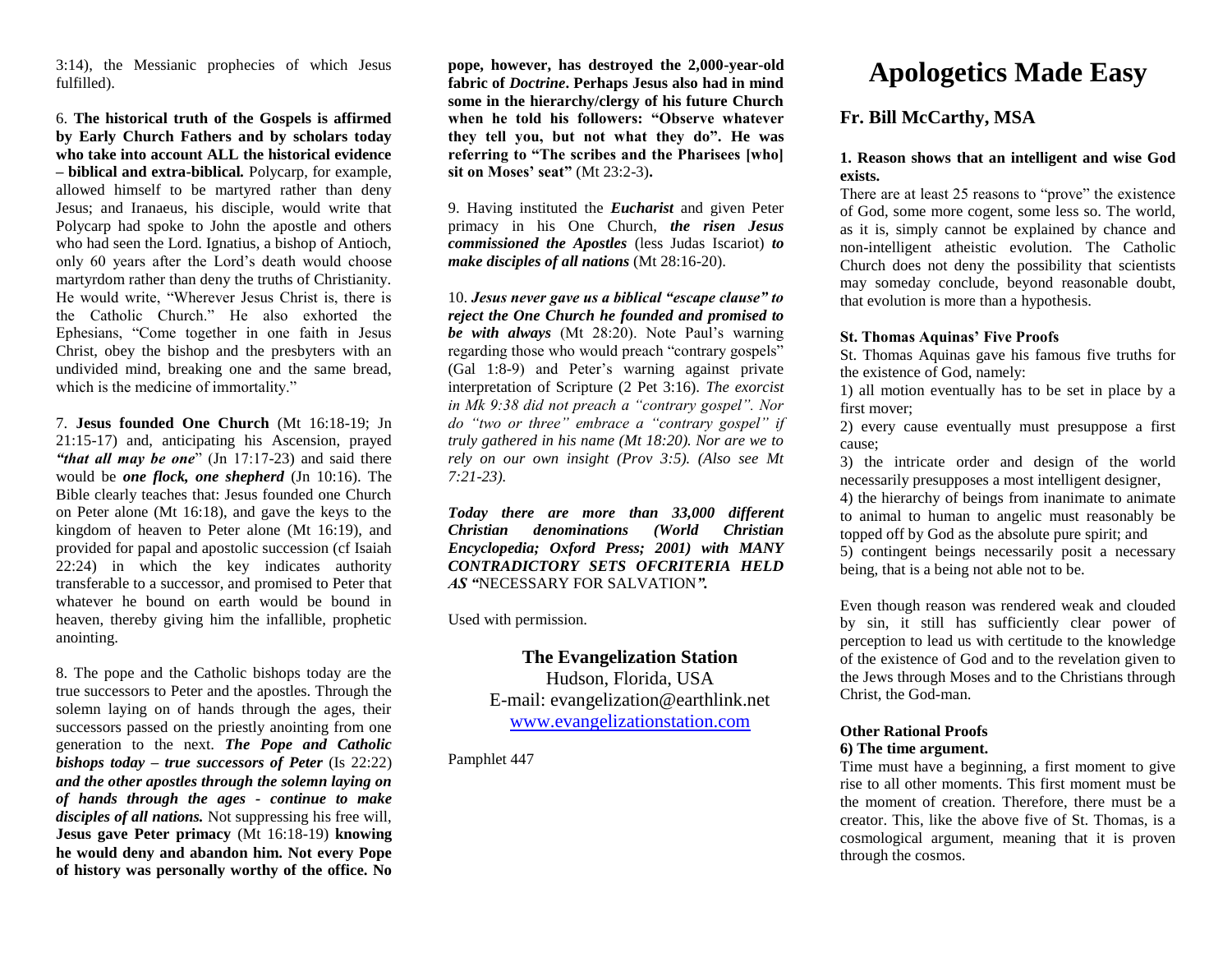3:14), the Messianic prophecies of which Jesus fulfilled).

6. **The historical truth of the Gospels is affirmed by Early Church Fathers and by scholars today who take into account ALL the historical evidence – biblical and extra-biblical.** Polycarp, for example, allowed himself to be martyred rather than deny Jesus; and Iranaeus, his disciple, would write that Polycarp had spoke to John the apostle and others who had seen the Lord. Ignatius, a bishop of Antioch, only 60 years after the Lord's death would choose martyrdom rather than deny the truths of Christianity. He would write, "Wherever Jesus Christ is, there is the Catholic Church." He also exhorted the Ephesians, "Come together in one faith in Jesus Christ, obey the bishop and the presbyters with an undivided mind, breaking one and the same bread, which is the medicine of immortality."

7. **Jesus founded One Church** (Mt 16:18-19; Jn 21:15-17) and, anticipating his Ascension, prayed ***"that all may be one***" (Jn 17:17-23) and said there would be ***one flock, one shepherd*** (Jn 10:16). The Bible clearly teaches that: Jesus founded one Church on Peter alone (Mt 16:18), and gave the keys to the kingdom of heaven to Peter alone (Mt 16:19), and provided for papal and apostolic succession (cf Isaiah 22:24) in which the key indicates authority transferable to a successor, and promised to Peter that whatever he bound on earth would be bound in heaven, thereby giving him the infallible, prophetic anointing.

8. The pope and the Catholic bishops today are the true successors to Peter and the apostles. Through the solemn laying on of hands through the ages, their successors passed on the priestly anointing from one generation to the next. ***The Pope and Catholic bishops today – true successors of Peter*** (Is 22:22) ***and the other apostles through the solemn laying on of hands through the ages - continue to make disciples of all nations.*** Not suppressing his free will, **Jesus gave Peter primacy** (Mt 16:18-19) **knowing he would deny and abandon him. Not every Pope of history was personally worthy of the office. No pope, however, has destroyed the 2,000-year-old fabric of *Doctrine*. Perhaps Jesus also had in mind some in the hierarchy/clergy of his future Church when he told his followers: "Observe whatever they tell you, but not what they do". He was referring to "The scribes and the Pharisees [who] sit on Moses' seat"** (Mt 23:2-3)**.**

9. Having instituted the ***Eucharist*** and given Peter primacy in his One Church, ***the risen Jesus commissioned the Apostles*** (less Judas Iscariot) ***to make disciples of all nations*** (Mt 28:16-20).

10. ***Jesus never gave us a biblical "escape clause" to reject the One Church he founded and promised to be with always*** (Mt 28:20). Note Paul's warning regarding those who would preach "contrary gospels" (Gal 1:8-9) and Peter's warning against private interpretation of Scripture (2 Pet 3:16). *The exorcist in Mk 9:38 did not preach a "contrary gospel". Nor do "two or three" embrace a "contrary gospel" if truly gathered in his name (Mt 18:20). Nor are we to rely on our own insight (Prov 3:5). (Also see Mt 7:21-23).*

***Today there are more than 33,000 different Christian denominations (World Christian Encyclopedia; Oxford Press; 2001) with MANY CONTRADICTORY SETS OFCRITERIA HELD AS "***NECESSARY FOR SALVATION***".***

Used with permission.

**The Evangelization Station**
Hudson, Florida, USA
E-mail: evangelization@earthlink.net
www.evangelizationstation.com

Pamphlet 447

# Apologetics Made Easy

## Fr. Bill McCarthy, MSA

### 1. Reason shows that an intelligent and wise God exists.

There are at least 25 reasons to "prove" the existence of God, some more cogent, some less so. The world, as it is, simply cannot be explained by chance and non-intelligent atheistic evolution. The Catholic Church does not deny the possibility that scientists may someday conclude, beyond reasonable doubt, that evolution is more than a hypothesis.

### St. Thomas Aquinas' Five Proofs

St. Thomas Aquinas gave his famous five truths for the existence of God, namely:

1) all motion eventually has to be set in place by a first mover;
2) every cause eventually must presuppose a first cause;
3) the intricate order and design of the world necessarily presupposes a most intelligent designer,
4) the hierarchy of beings from inanimate to animate to animal to human to angelic must reasonably be topped off by God as the absolute pure spirit; and
5) contingent beings necessarily posit a necessary being, that is a being not able not to be.

Even though reason was rendered weak and clouded by sin, it still has sufficiently clear power of perception to lead us with certitude to the knowledge of the existence of God and to the revelation given to the Jews through Moses and to the Christians through Christ, the God-man.

### Other Rational Proofs

**6) The time argument.**

Time must have a beginning, a first moment to give rise to all other moments. This first moment must be the moment of creation. Therefore, there must be a creator. This, like the above five of St. Thomas, is a cosmological argument, meaning that it is proven through the cosmos.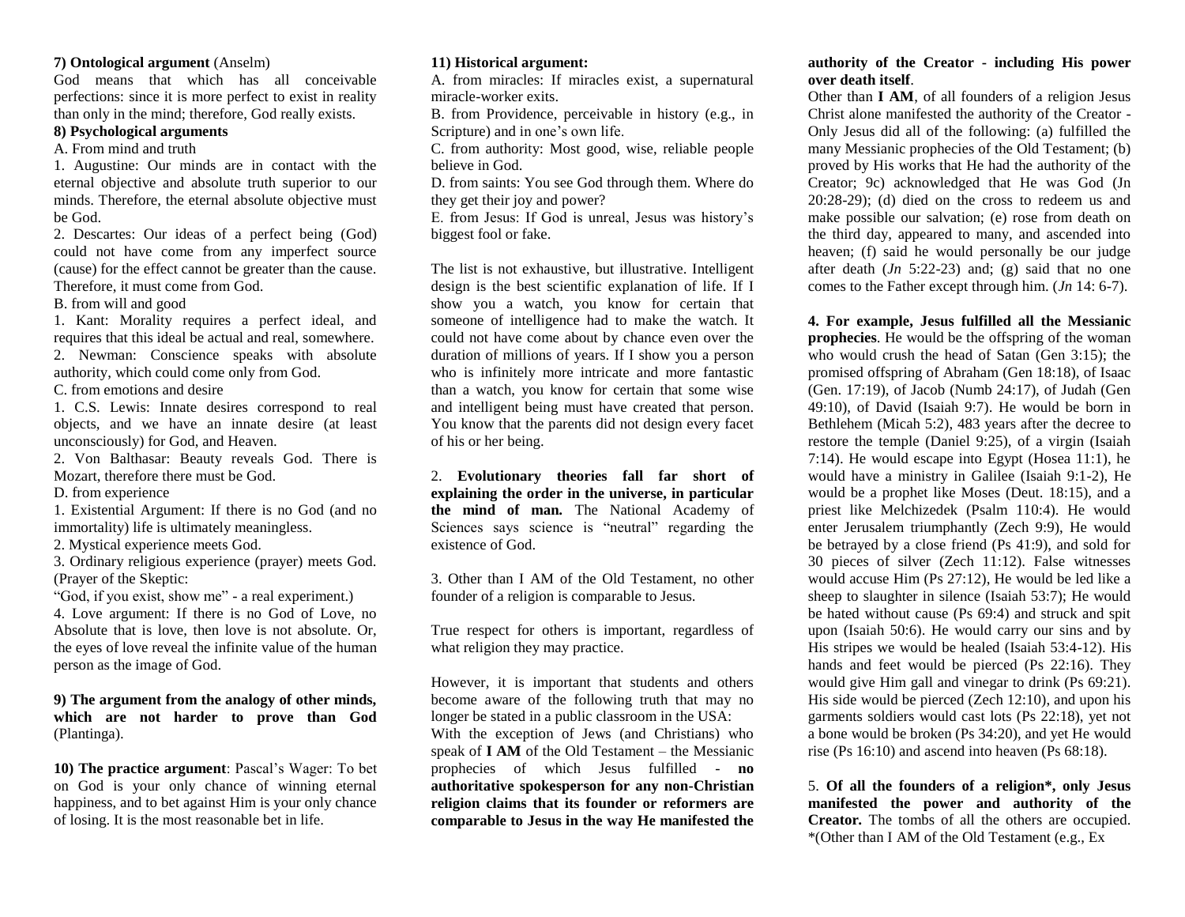**7) Ontological argument** (Anselm)

God means that which has all conceivable perfections: since it is more perfect to exist in reality than only in the mind; therefore, God really exists.

**8) Psychological arguments**

A. From mind and truth

1. Augustine: Our minds are in contact with the eternal objective and absolute truth superior to our minds. Therefore, the eternal absolute objective must be God.

2. Descartes: Our ideas of a perfect being (God) could not have come from any imperfect source (cause) for the effect cannot be greater than the cause. Therefore, it must come from God.

B. from will and good

1. Kant: Morality requires a perfect ideal, and requires that this ideal be actual and real, somewhere.

2. Newman: Conscience speaks with absolute authority, which could come only from God.

C. from emotions and desire

1. C.S. Lewis: Innate desires correspond to real objects, and we have an innate desire (at least unconsciously) for God, and Heaven.

2. Von Balthasar: Beauty reveals God. There is Mozart, therefore there must be God.

D. from experience

1. Existential Argument: If there is no God (and no immortality) life is ultimately meaningless.

2. Mystical experience meets God.

3. Ordinary religious experience (prayer) meets God. (Prayer of the Skeptic:

"God, if you exist, show me" - a real experiment.)

4. Love argument: If there is no God of Love, no Absolute that is love, then love is not absolute. Or, the eyes of love reveal the infinite value of the human person as the image of God.

**9) The argument from the analogy of other minds, which are not harder to prove than God** (Plantinga).

**10) The practice argument**: Pascal's Wager: To bet on God is your only chance of winning eternal happiness, and to bet against Him is your only chance of losing. It is the most reasonable bet in life.

**11) Historical argument:**

A. from miracles: If miracles exist, a supernatural miracle-worker exits.

B. from Providence, perceivable in history (e.g., in Scripture) and in one's own life.

C. from authority: Most good, wise, reliable people believe in God.

D. from saints: You see God through them. Where do they get their joy and power?

E. from Jesus: If God is unreal, Jesus was history's biggest fool or fake.

The list is not exhaustive, but illustrative. Intelligent design is the best scientific explanation of life. If I show you a watch, you know for certain that someone of intelligence had to make the watch. It could not have come about by chance even over the duration of millions of years. If I show you a person who is infinitely more intricate and more fantastic than a watch, you know for certain that some wise and intelligent being must have created that person. You know that the parents did not design every facet of his or her being.

2. **Evolutionary theories fall far short of explaining the order in the universe, in particular the mind of man.** The National Academy of Sciences says science is "neutral" regarding the existence of God.

3. Other than I AM of the Old Testament, no other founder of a religion is comparable to Jesus.

True respect for others is important, regardless of what religion they may practice.

However, it is important that students and others become aware of the following truth that may no longer be stated in a public classroom in the USA: With the exception of Jews (and Christians) who speak of **I AM** of the Old Testament – the Messianic prophecies of which Jesus fulfilled - **no authoritative spokesperson for any non-Christian religion claims that its founder or reformers are comparable to Jesus in the way He manifested the authority of the Creator - including His power over death itself**.

Other than **I AM**, of all founders of a religion Jesus Christ alone manifested the authority of the Creator - Only Jesus did all of the following: (a) fulfilled the many Messianic prophecies of the Old Testament; (b) proved by His works that He had the authority of the Creator; 9c) acknowledged that He was God (Jn 20:28-29); (d) died on the cross to redeem us and make possible our salvation; (e) rose from death on the third day, appeared to many, and ascended into heaven; (f) said he would personally be our judge after death (*Jn* 5:22-23) and; (g) said that no one comes to the Father except through him. (*Jn* 14: 6-7).

**4. For example, Jesus fulfilled all the Messianic prophecies**. He would be the offspring of the woman who would crush the head of Satan (Gen 3:15); the promised offspring of Abraham (Gen 18:18), of Isaac (Gen. 17:19), of Jacob (Numb 24:17), of Judah (Gen 49:10), of David (Isaiah 9:7). He would be born in Bethlehem (Micah 5:2), 483 years after the decree to restore the temple (Daniel 9:25), of a virgin (Isaiah 7:14). He would escape into Egypt (Hosea 11:1), he would have a ministry in Galilee (Isaiah 9:1-2), He would be a prophet like Moses (Deut. 18:15), and a priest like Melchizedek (Psalm 110:4). He would enter Jerusalem triumphantly (Zech 9:9), He would be betrayed by a close friend (Ps 41:9), and sold for 30 pieces of silver (Zech 11:12). False witnesses would accuse Him (Ps 27:12), He would be led like a sheep to slaughter in silence (Isaiah 53:7); He would be hated without cause (Ps 69:4) and struck and spit upon (Isaiah 50:6). He would carry our sins and by His stripes we would be healed (Isaiah 53:4-12). His hands and feet would be pierced (Ps 22:16). They would give Him gall and vinegar to drink (Ps 69:21). His side would be pierced (Zech 12:10), and upon his garments soldiers would cast lots (Ps 22:18), yet not a bone would be broken (Ps 34:20), and yet He would rise (Ps 16:10) and ascend into heaven (Ps 68:18).

5. **Of all the founders of a religion\*, only Jesus manifested the power and authority of the Creator.** The tombs of all the others are occupied. \*(Other than I AM of the Old Testament (e.g., Ex